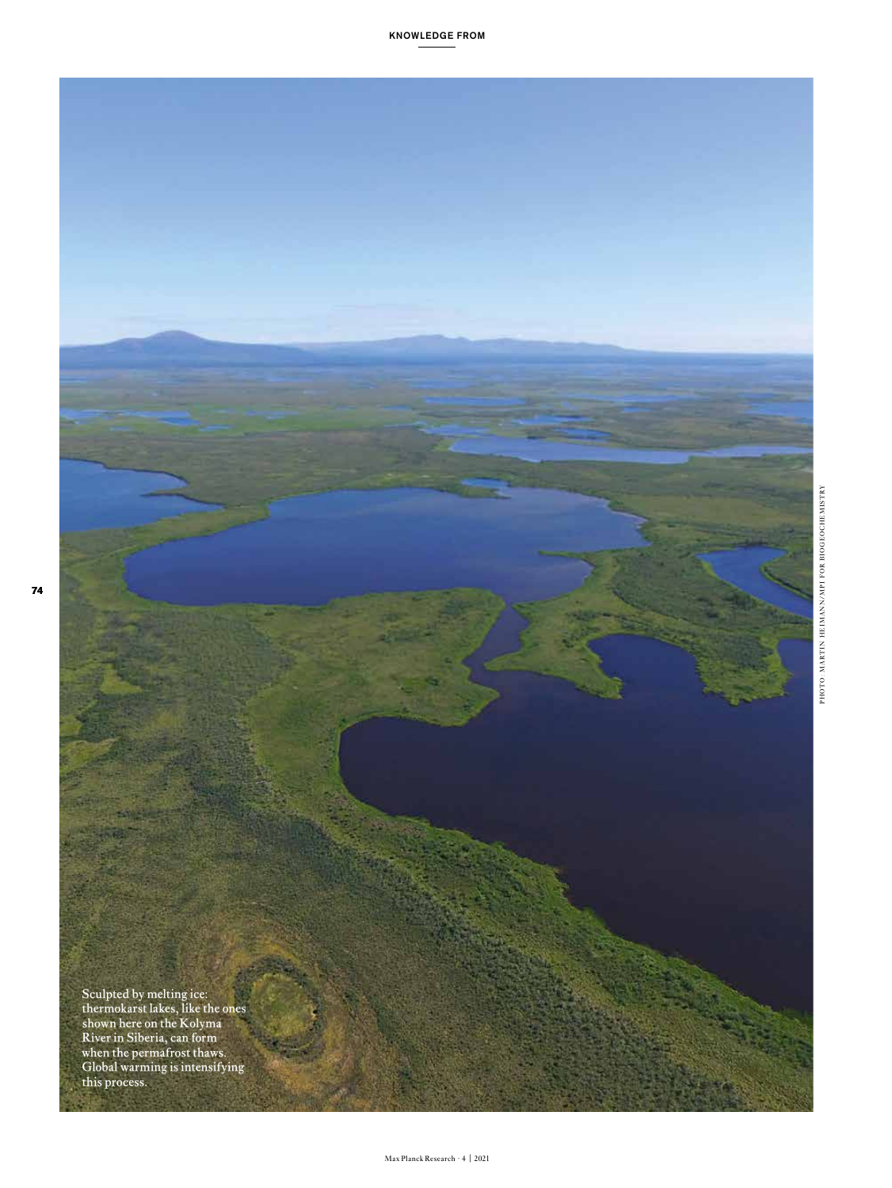Sculpted by melting ice: thermokarst lakes, like the ones shown here on the Kolyma River in Siberia, can form when the permafrost thaws. Global warming is intensifying this process.

PHOTO: MARTIN HEIMANN/MPI FOR BIOGEOCHEMISTRY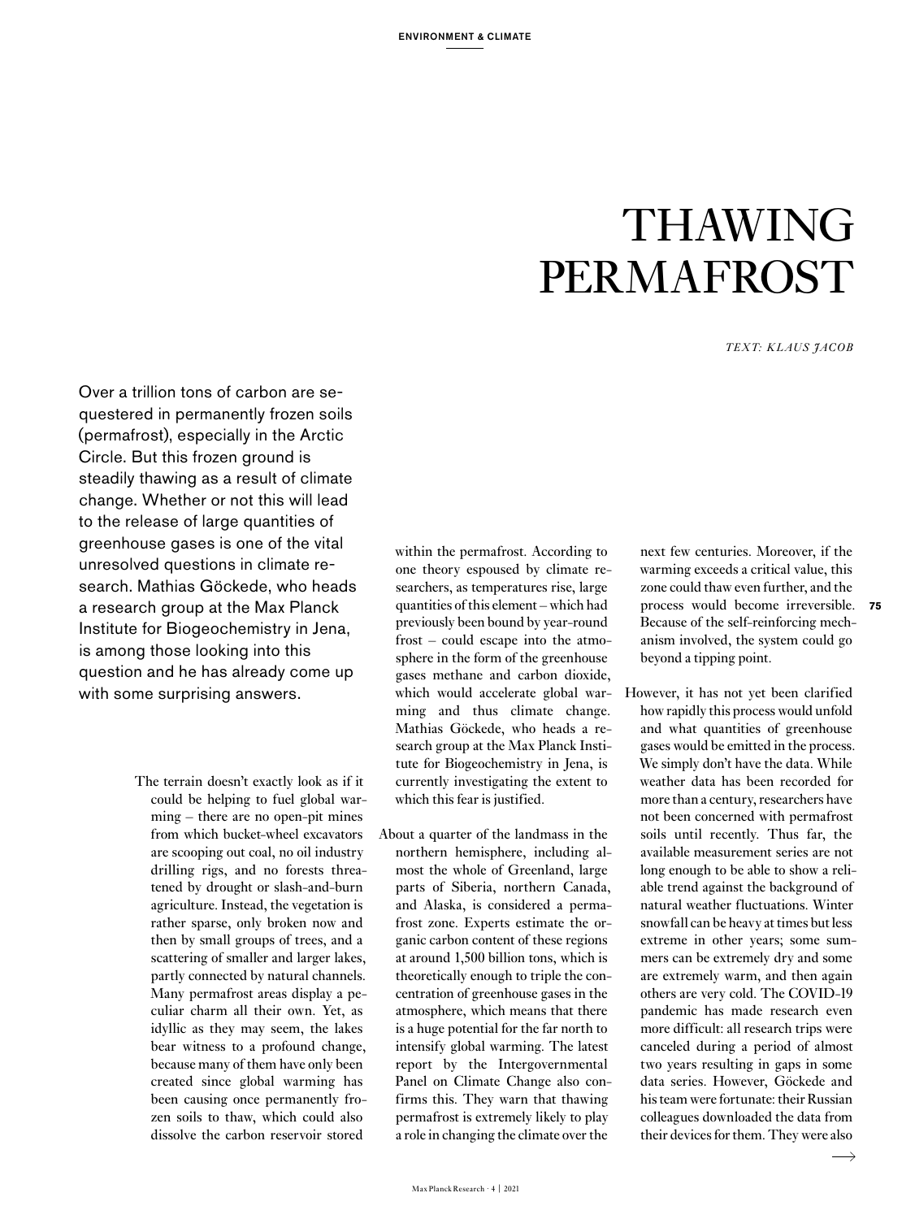# THAWING PERMAFROST

*TEXT: KLAUS JACOB*

Over a trillion tons of carbon are sequestered in permanently frozen soils (permafrost), especially in the Arctic Circle. But this frozen ground is steadily thawing as a result of climate change. Whether or not this will lead to the release of large quantities of greenhouse gases is one of the vital unresolved questions in climate research. Mathias Göckede, who heads a research group at the Max Planck Institute for Biogeochemistry in Jena, is among those looking into this question and he has already come up with some surprising answers.

The terrain doesn't exactly look as if it could be helping to fuel global warming – there are no open-pit mines from which bucket-wheel excavators are scooping out coal, no oil industry drilling rigs, and no forests threatened by drought or slash-and-burn agriculture. Instead, the vegetation is rather sparse, only broken now and then by small groups of trees, and a scattering of smaller and larger lakes, partly connected by natural channels. Many permafrost areas display a peculiar charm all their own. Yet, as idyllic as they may seem, the lakes bear witness to a profound change, because many of them have only been created since global warming has been causing once permanently frozen soils to thaw, which could also dissolve the carbon reservoir stored within the permafrost. According to one theory espoused by climate researchers, as temperatures rise, large quantities of this element – which had previously been bound by year-round frost – could escape into the atmosphere in the form of the greenhouse gases methane and carbon dioxide, which would accelerate global warming and thus climate change. Mathias Göckede, who heads a research group at the Max Planck Institute for Biogeochemistry in Jena, is currently investigating the extent to which this fear is justified.

About a quarter of the landmass in the northern hemisphere, including almost the whole of Greenland, large parts of Siberia, northern Canada, and Alaska, is considered a permafrost zone. Experts estimate the organic carbon content of these regions at around 1,500 billion tons, which is theoretically enough to triple the concentration of greenhouse gases in the atmosphere, which means that there is a huge potential for the far north to intensify global warming. The latest report by the Intergovernmental Panel on Climate Change also confirms this. They warn that thawing permafrost is extremely likely to play a role in changing the climate over the next few centuries. Moreover, if the warming exceeds a critical value, this zone could thaw even further, and the process would become irreversible. Because of the self-reinforcing mechanism involved, the system could go beyond a tipping point.

However, it has not yet been clarified how rapidly this process would unfold and what quantities of greenhouse gases would be emitted in the process. We simply don't have the data. While weather data has been recorded for more than a century, researchers have not been concerned with permafrost soils until recently. Thus far, the available measurement series are not long enough to be able to show a reliable trend against the background of natural weather fluctuations. Winter snowfall can be heavy at times but less extreme in other years; some summers can be extremely dry and some are extremely warm, and then again others are very cold. The COVID-19 pandemic has made research even more difficult: all research trips were canceled during a period of almost two years resulting in gaps in some data series. However, Göckede and his team were fortunate: their Russian colleagues downloaded the data from their devices for them. They were also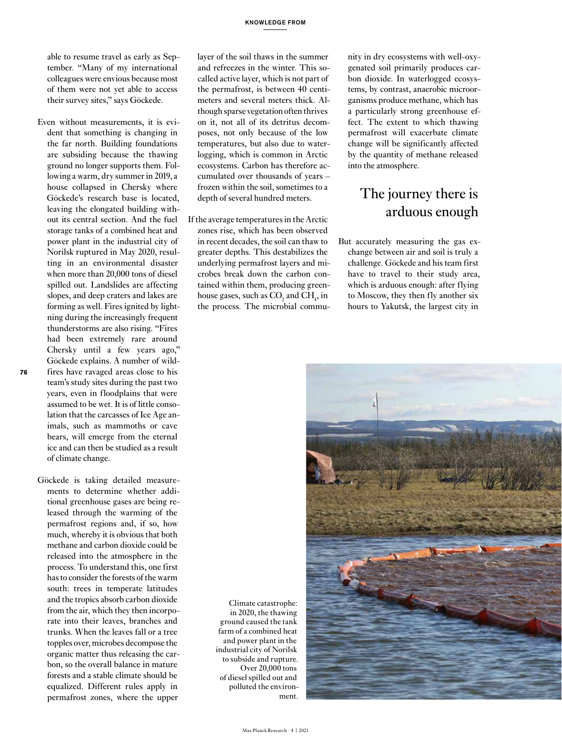able to resume travel as early as September. "Many of my international colleagues were envious because most of them were not yet able to access their survey sites," says Göckede.

Even without measurements, it is evident that something is changing in the far north. Building foundations are subsiding because the thawing ground no longer supports them. Following a warm, dry summer in 2019, a house collapsed in Chersky where Göckede's research base is located, leaving the elongated building without its central section. And the fuel storage tanks of a combined heat and power plant in the industrial city of Norilsk ruptured in May 2020, resulting in an environmental disaster when more than 20,000 tons of diesel spilled out. Landslides are affecting slopes, and deep craters and lakes are forming as well. Fires ignited by lightning during the increasingly frequent thunderstorms are also rising. "Fires had been extremely rare around Chersky until a few years ago," Göckede explains. A number of wildfires have ravaged areas close to his team's study sites during the past two years, even in floodplains that were assumed to be wet. It is of little consolation that the carcasses of Ice Age animals, such as mammoths or cave bears, will emerge from the eternal ice and can then be studied as a result of climate change.

Göckede is taking detailed measurements to determine whether additional greenhouse gases are being released through the warming of the permafrost regions and, if so, how much, whereby it is obvious that both methane and carbon dioxide could be released into the atmosphere in the process. To understand this, one first has to consider the forests of the warm south: trees in temperate latitudes and the tropics absorb carbon dioxide from the air, which they then incorporate into their leaves, branches and trunks. When the leaves fall or a tree topples over, microbes decompose the organic matter thus releasing the carbon, so the overall balance in mature forests and a stable climate should be equalized. Different rules apply in permafrost zones, where the upper layer of the soil thaws in the summer and refreezes in the winter. This so-called active layer, which is not part of the permafrost, is between 40 centimeters and several meters thick. Although sparse vegetation often thrives on it, not all of its detritus decomposes, not only because of the low temperatures, but also due to waterlogging, which is common in Arctic ecosystems. Carbon has therefore accumulated over thousands of years – frozen within the soil, sometimes to a depth of several hundred meters.

If the average temperatures in the Arctic zones rise, which has been observed in recent decades, the soil can thaw to greater depths. This destabilizes the underlying permafrost layers and microbes break down the carbon contained within them, producing greenhouse gases, such as $CO_2$ and $CH_4$, in the process. The microbial community in dry ecosystems with well-oxygenated soil primarily produces carbon dioxide. In waterlogged ecosystems, by contrast, anaerobic microorganisms produce methane, which has a particularly strong greenhouse effect. The extent to which thawing permafrost will exacerbate climate change will be significantly affected by the quantity of methane released into the atmosphere.

## The journey there is arduous enough

But accurately measuring the gas exchange between air and soil is truly a challenge. Göckede and his team first have to travel to their study area, which is arduous enough: after flying to Moscow, they then fly another six hours to Yakutsk, the largest city in

Climate catastrophe: in 2020, the thawing ground caused the tank farm of a combined heat and power plant in the industrial city of Norilsk to subside and rupture. Over 20,000 tons of diesel spilled out and polluted the environment.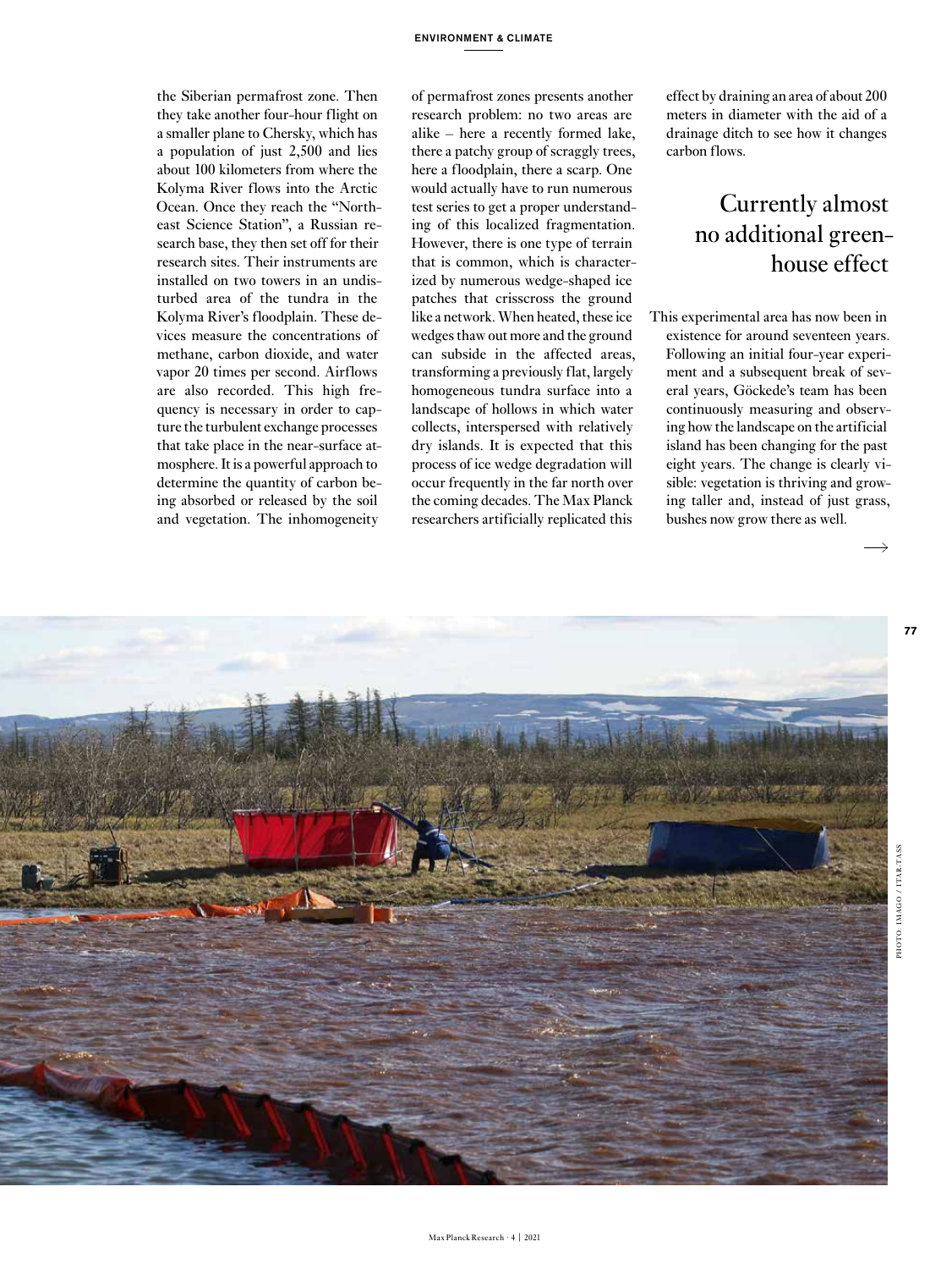the Siberian permafrost zone. Then they take another four-hour flight on a smaller plane to Chersky, which has a population of just 2,500 and lies about 100 kilometers from where the Kolyma River flows into the Arctic Ocean. Once they reach the "Northeast Science Station", a Russian research base, they then set off for their research sites. Their instruments are installed on two towers in an undisturbed area of the tundra in the Kolyma River's floodplain. These devices measure the concentrations of methane, carbon dioxide, and water vapor 20 times per second. Airflows are also recorded. This high frequency is necessary in order to capture the turbulent exchange processes that take place in the near-surface atmosphere. It is a powerful approach to determine the quantity of carbon being absorbed or released by the soil and vegetation. The inhomogeneity of permafrost zones presents another research problem: no two areas are alike – here a recently formed lake, there a patchy group of scraggly trees, here a floodplain, there a scarp. One would actually have to run numerous test series to get a proper understanding of this localized fragmentation. However, there is one type of terrain that is common, which is characterized by numerous wedge-shaped ice patches that crisscross the ground like a network. When heated, these ice wedges thaw out more and the ground can subside in the affected areas, transforming a previously flat, largely homogeneous tundra surface into a landscape of hollows in which water collects, interspersed with relatively dry islands. It is expected that this process of ice wedge degradation will occur frequently in the far north over the coming decades. The Max Planck researchers artificially replicated this effect by draining an area of about 200 meters in diameter with the aid of a drainage ditch to see how it changes carbon flows.

## Currently almost no additional greenhouse effect

This experimental area has now been in existence for around seventeen years. Following an initial four-year experiment and a subsequent break of several years, Göckede's team has been continuously measuring and observing how the landscape on the artificial island has been changing for the past eight years. The change is clearly visible: vegetation is thriving and growing taller and, instead of just grass, bushes now grow there as well.

PHOTO: IMAGO / ITAR-TASS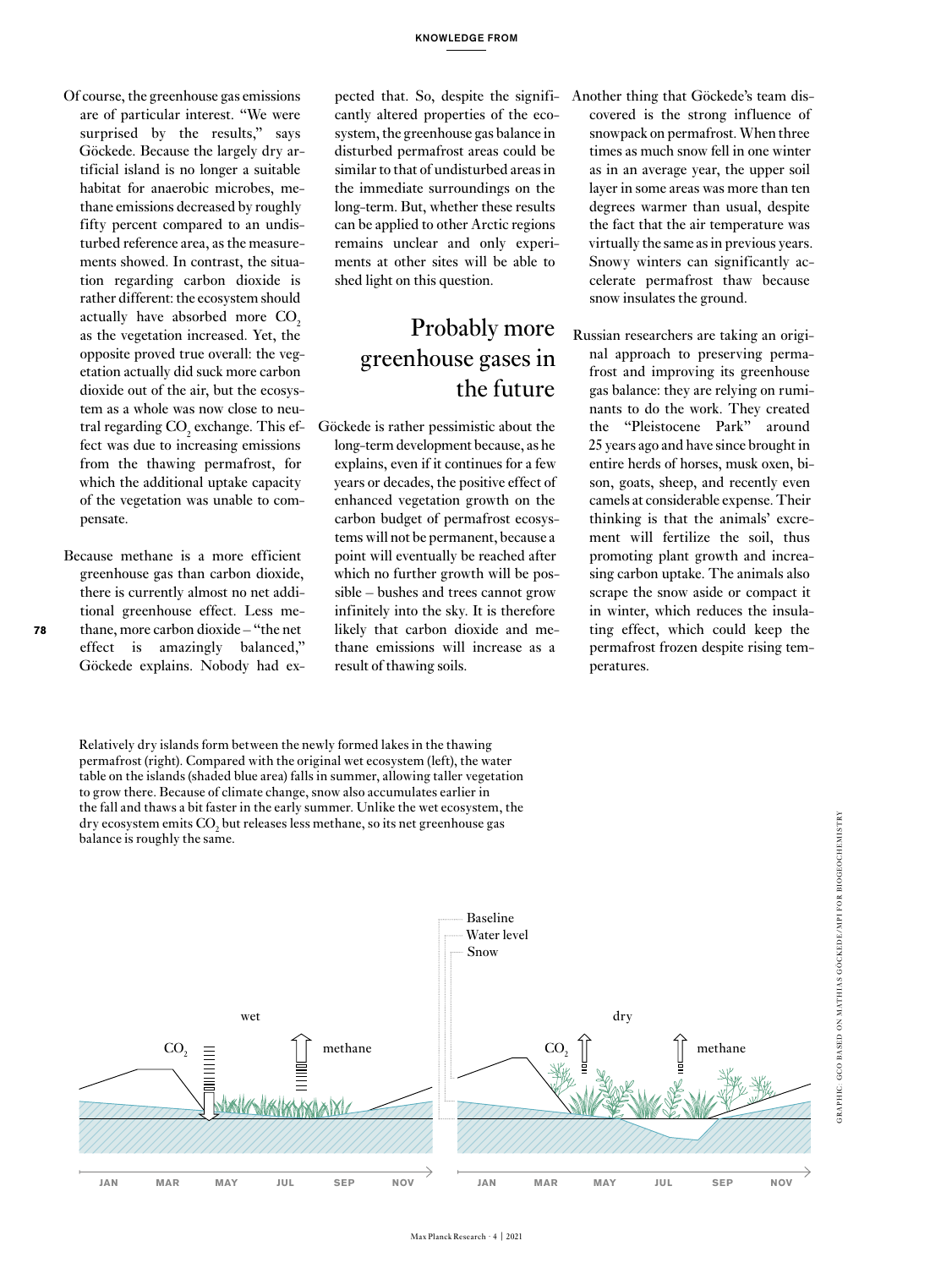Of course, the greenhouse gas emissions are of particular interest. "We were surprised by the results," says Göckede. Because the largely dry artificial island is no longer a suitable habitat for anaerobic microbes, methane emissions decreased by roughly fifty percent compared to an undisturbed reference area, as the measurements showed. In contrast, the situation regarding carbon dioxide is rather different: the ecosystem should actually have absorbed more $CO_2$ as the vegetation increased. Yet, the opposite proved true overall: the vegetation actually did suck more carbon dioxide out of the air, but the ecosystem as a whole was now close to neutral regarding $CO_2$ exchange. This effect was due to increasing emissions from the thawing permafrost, for which the additional uptake capacity of the vegetation was unable to compensate.

Because methane is a more efficient greenhouse gas than carbon dioxide, there is currently almost no net additional greenhouse effect. Less methane, more carbon dioxide – "the net effect is amazingly balanced," Göckede explains. Nobody had expected that. So, despite the significantly altered properties of the ecosystem, the greenhouse gas balance in disturbed permafrost areas could be similar to that of undisturbed areas in the immediate surroundings on the long-term. But, whether these results can be applied to other Arctic regions remains unclear and only experiments at other sites will be able to shed light on this question.

## Probably more greenhouse gases in the future

Göckede is rather pessimistic about the long-term development because, as he explains, even if it continues for a few years or decades, the positive effect of enhanced vegetation growth on the carbon budget of permafrost ecosystems will not be permanent, because a point will eventually be reached after which no further growth will be possible – bushes and trees cannot grow infinitely into the sky. It is therefore likely that carbon dioxide and methane emissions will increase as a result of thawing soils.

Another thing that Göckede's team discovered is the strong influence of snowpack on permafrost. When three times as much snow fell in one winter as in an average year, the upper soil layer in some areas was more than ten degrees warmer than usual, despite the fact that the air temperature was virtually the same as in previous years. Snowy winters can significantly accelerate permafrost thaw because snow insulates the ground.

Russian researchers are taking an original approach to preserving permafrost and improving its greenhouse gas balance: they are relying on ruminants to do the work. They created the "Pleistocene Park" around 25 years ago and have since brought in entire herds of horses, musk oxen, bison, goats, sheep, and recently even camels at considerable expense. Their thinking is that the animals' excrement will fertilize the soil, thus promoting plant growth and increasing carbon uptake. The animals also scrape the snow aside or compact it in winter, which reduces the insulating effect, which could keep the permafrost frozen despite rising temperatures.

Relatively dry islands form between the newly formed lakes in the thawing permafrost (right). Compared with the original wet ecosystem (left), the water table on the islands (shaded blue area) falls in summer, allowing taller vegetation to grow there. Because of climate change, snow also accumulates earlier in the fall and thaws a bit faster in the early summer. Unlike the wet ecosystem, the dry ecosystem emits $CO_2$ but releases less methane, so its net greenhouse gas balance is roughly the same.

Graphic: GCO based on Mathias Göckede/MPI for Biogeochemistry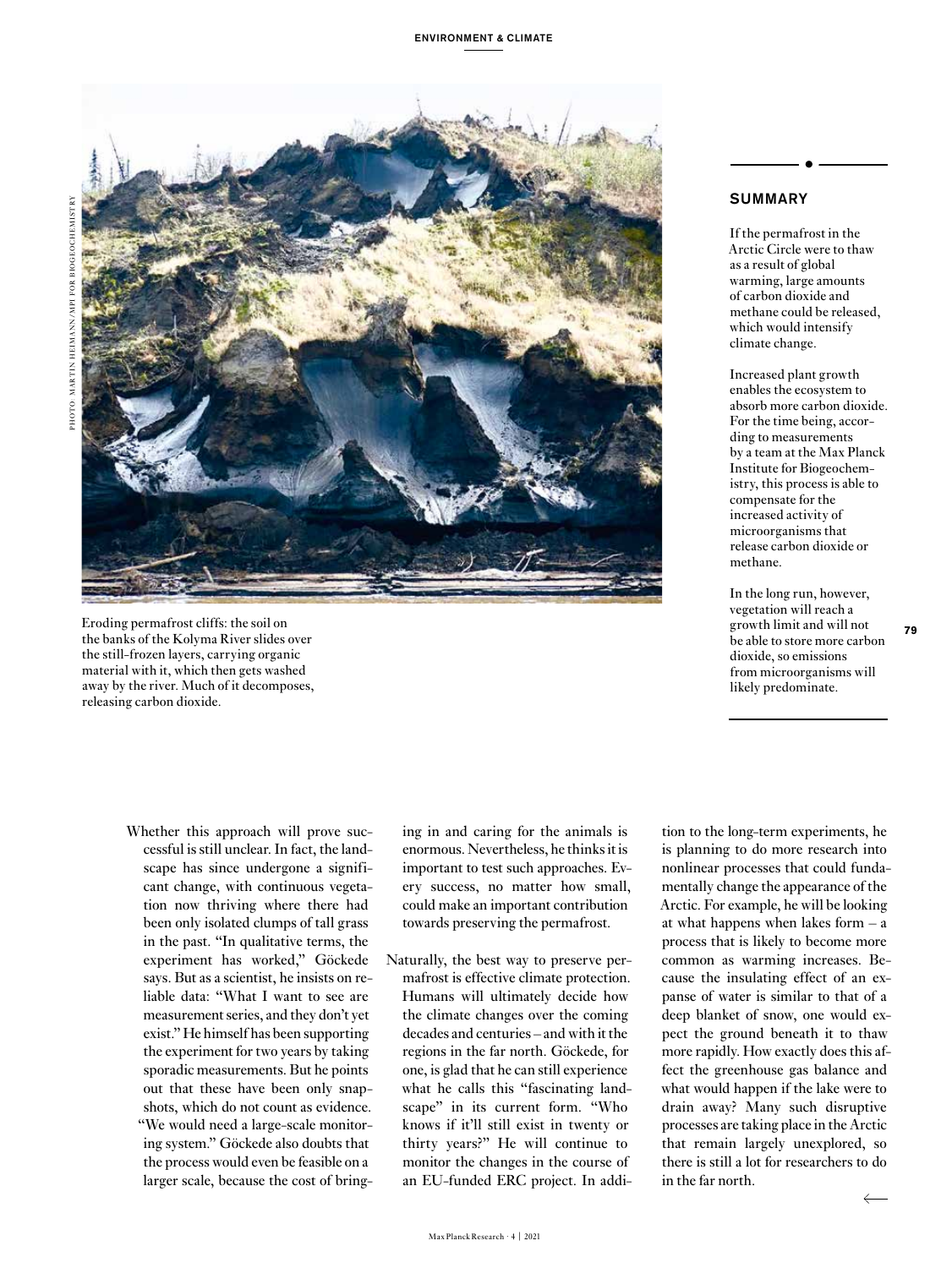Eroding permafrost cliffs: the soil on the banks of the Kolyma River slides over the still-frozen layers, carrying organic material with it, which then gets washed away by the river. Much of it decomposes, releasing carbon dioxide.

## SUMMARY

If the permafrost in the Arctic Circle were to thaw as a result of global warming, large amounts of carbon dioxide and methane could be released, which would intensify climate change.

Increased plant growth enables the ecosystem to absorb more carbon dioxide. For the time being, according to measurements by a team at the Max Planck Institute for Biogeochemistry, this process is able to compensate for the increased activity of microorganisms that release carbon dioxide or methane.

In the long run, however, vegetation will reach a growth limit and will not be able to store more carbon dioxide, so emissions from microorganisms will likely predominate.

Whether this approach will prove successful is still unclear. In fact, the landscape has since undergone a significant change, with continuous vegetation now thriving where there had been only isolated clumps of tall grass in the past. "In qualitative terms, the experiment has worked," Göckede says. But as a scientist, he insists on reliable data: "What I want to see are measurement series, and they don't yet exist." He himself has been supporting the experiment for two years by taking sporadic measurements. But he points out that these have been only snapshots, which do not count as evidence. "We would need a large-scale monitoring system." Göckede also doubts that the process would even be feasible on a larger scale, because the cost of bringing in and caring for the animals is enormous. Nevertheless, he thinks it is important to test such approaches. Every success, no matter how small, could make an important contribution towards preserving the permafrost.

Naturally, the best way to preserve permafrost is effective climate protection. Humans will ultimately decide how the climate changes over the coming decades and centuries – and with it the regions in the far north. Göckede, for one, is glad that he can still experience what he calls this "fascinating landscape" in its current form. "Who knows if it'll still exist in twenty or thirty years?" He will continue to monitor the changes in the course of an EU-funded ERC project. In addition to the long-term experiments, he is planning to do more research into nonlinear processes that could fundamentally change the appearance of the Arctic. For example, he will be looking at what happens when lakes form – a process that is likely to become more common as warming increases. Because the insulating effect of an expanse of water is similar to that of a deep blanket of snow, one would expect the ground beneath it to thaw more rapidly. How exactly does this affect the greenhouse gas balance and what would happen if the lake were to drain away? Many such disruptive processes are taking place in the Arctic that remain largely unexplored, so there is still a lot for researchers to do in the far north.